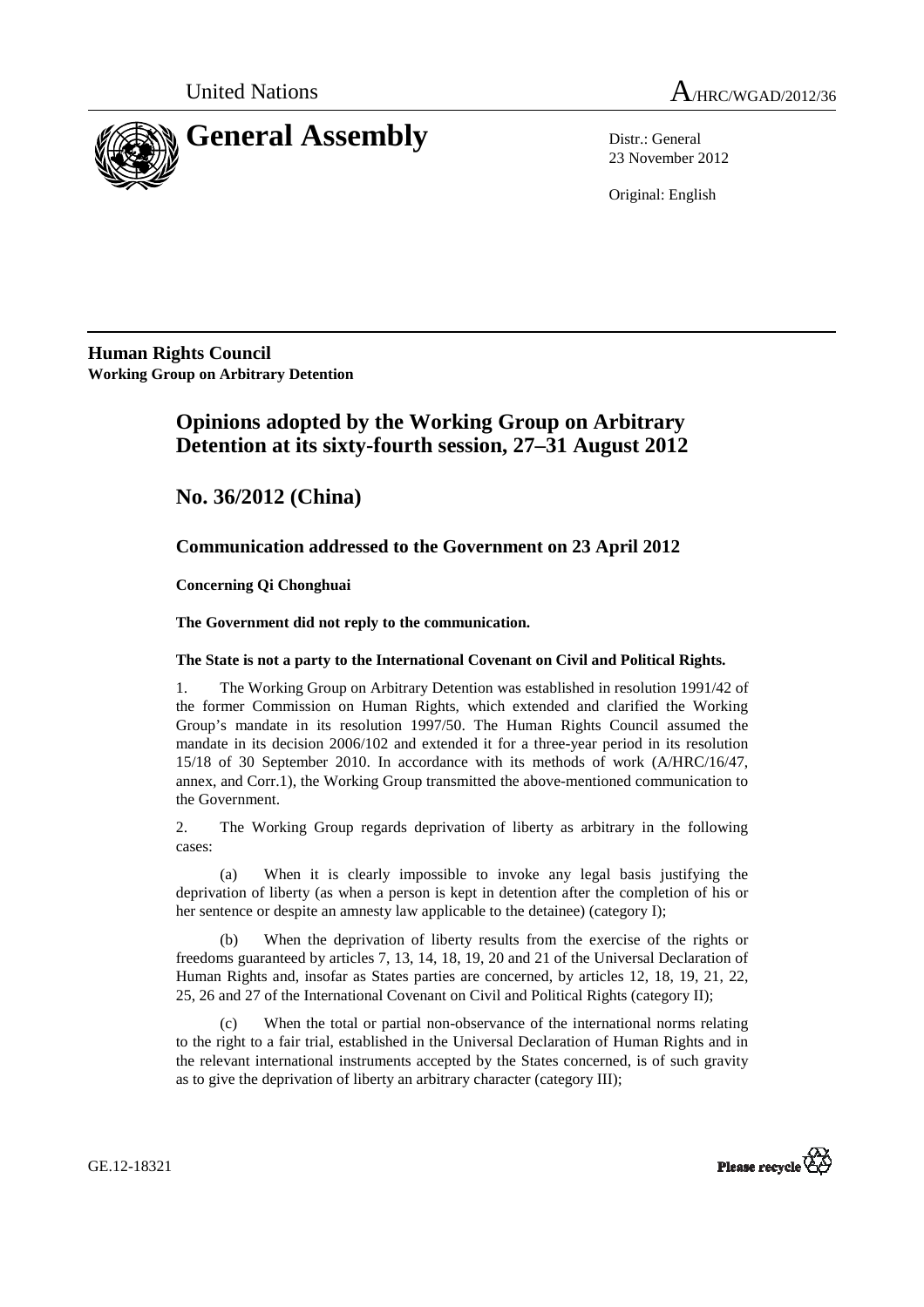United Nations A/HRC/WGAD/2012/36

# General Assembly

Distr.: General
23 November 2012

Original: English

**Human Rights Council**
**Working Group on Arbitrary Detention**

## Opinions adopted by the Working Group on Arbitrary Detention at its sixty-fourth session, 27–31 August 2012

## No. 36/2012 (China)

### Communication addressed to the Government on 23 April 2012

**Concerning Qi Chonghuai**

**The Government did not reply to the communication.**

**The State is not a party to the International Covenant on Civil and Political Rights.**

1. The Working Group on Arbitrary Detention was established in resolution 1991/42 of the former Commission on Human Rights, which extended and clarified the Working Group's mandate in its resolution 1997/50. The Human Rights Council assumed the mandate in its decision 2006/102 and extended it for a three-year period in its resolution 15/18 of 30 September 2010. In accordance with its methods of work (A/HRC/16/47, annex, and Corr.1), the Working Group transmitted the above-mentioned communication to the Government.

2. The Working Group regards deprivation of liberty as arbitrary in the following cases:

(a) When it is clearly impossible to invoke any legal basis justifying the deprivation of liberty (as when a person is kept in detention after the completion of his or her sentence or despite an amnesty law applicable to the detainee) (category I);

(b) When the deprivation of liberty results from the exercise of the rights or freedoms guaranteed by articles 7, 13, 14, 18, 19, 20 and 21 of the Universal Declaration of Human Rights and, insofar as States parties are concerned, by articles 12, 18, 19, 21, 22, 25, 26 and 27 of the International Covenant on Civil and Political Rights (category II);

(c) When the total or partial non-observance of the international norms relating to the right to a fair trial, established in the Universal Declaration of Human Rights and in the relevant international instruments accepted by the States concerned, is of such gravity as to give the deprivation of liberty an arbitrary character (category III);

GE.12-18321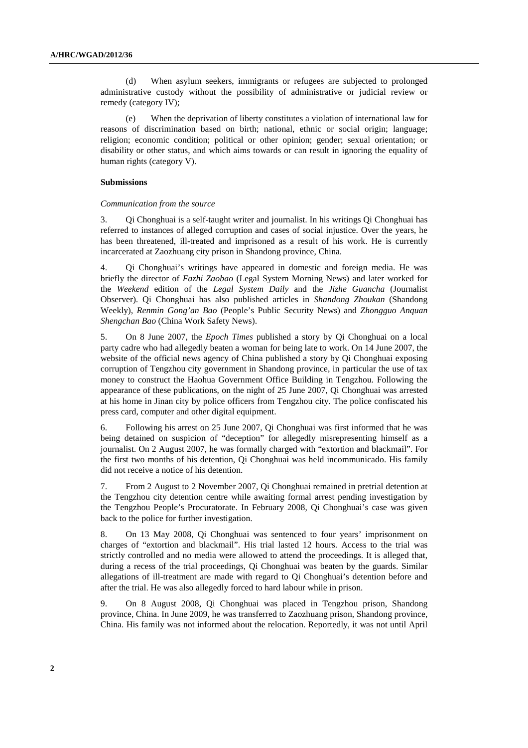(d) When asylum seekers, immigrants or refugees are subjected to prolonged administrative custody without the possibility of administrative or judicial review or remedy (category IV);

(e) When the deprivation of liberty constitutes a violation of international law for reasons of discrimination based on birth; national, ethnic or social origin; language; religion; economic condition; political or other opinion; gender; sexual orientation; or disability or other status, and which aims towards or can result in ignoring the equality of human rights (category V).

**Submissions**

*Communication from the source*

3. Qi Chonghuai is a self-taught writer and journalist. In his writings Qi Chonghuai has referred to instances of alleged corruption and cases of social injustice. Over the years, he has been threatened, ill-treated and imprisoned as a result of his work. He is currently incarcerated at Zaozhuang city prison in Shandong province, China.

4. Qi Chonghuai's writings have appeared in domestic and foreign media. He was briefly the director of *Fazhi Zaobao* (Legal System Morning News) and later worked for the *Weekend* edition of the *Legal System Daily* and the *Jizhe Guancha* (Journalist Observer). Qi Chonghuai has also published articles in *Shandong Zhoukan* (Shandong Weekly), *Renmin Gong'an Bao* (People's Public Security News) and *Zhongguo Anquan Shengchan Bao* (China Work Safety News).

5. On 8 June 2007, the *Epoch Times* published a story by Qi Chonghuai on a local party cadre who had allegedly beaten a woman for being late to work. On 14 June 2007, the website of the official news agency of China published a story by Qi Chonghuai exposing corruption of Tengzhou city government in Shandong province, in particular the use of tax money to construct the Haohua Government Office Building in Tengzhou. Following the appearance of these publications, on the night of 25 June 2007, Qi Chonghuai was arrested at his home in Jinan city by police officers from Tengzhou city. The police confiscated his press card, computer and other digital equipment.

6. Following his arrest on 25 June 2007, Qi Chonghuai was first informed that he was being detained on suspicion of "deception" for allegedly misrepresenting himself as a journalist. On 2 August 2007, he was formally charged with "extortion and blackmail". For the first two months of his detention, Qi Chonghuai was held incommunicado. His family did not receive a notice of his detention.

7. From 2 August to 2 November 2007, Qi Chonghuai remained in pretrial detention at the Tengzhou city detention centre while awaiting formal arrest pending investigation by the Tengzhou People's Procuratorate. In February 2008, Qi Chonghuai's case was given back to the police for further investigation.

8. On 13 May 2008, Qi Chonghuai was sentenced to four years' imprisonment on charges of "extortion and blackmail". His trial lasted 12 hours. Access to the trial was strictly controlled and no media were allowed to attend the proceedings. It is alleged that, during a recess of the trial proceedings, Qi Chonghuai was beaten by the guards. Similar allegations of ill-treatment are made with regard to Qi Chonghuai's detention before and after the trial. He was also allegedly forced to hard labour while in prison.

9. On 8 August 2008, Qi Chonghuai was placed in Tengzhou prison, Shandong province, China. In June 2009, he was transferred to Zaozhuang prison, Shandong province, China. His family was not informed about the relocation. Reportedly, it was not until April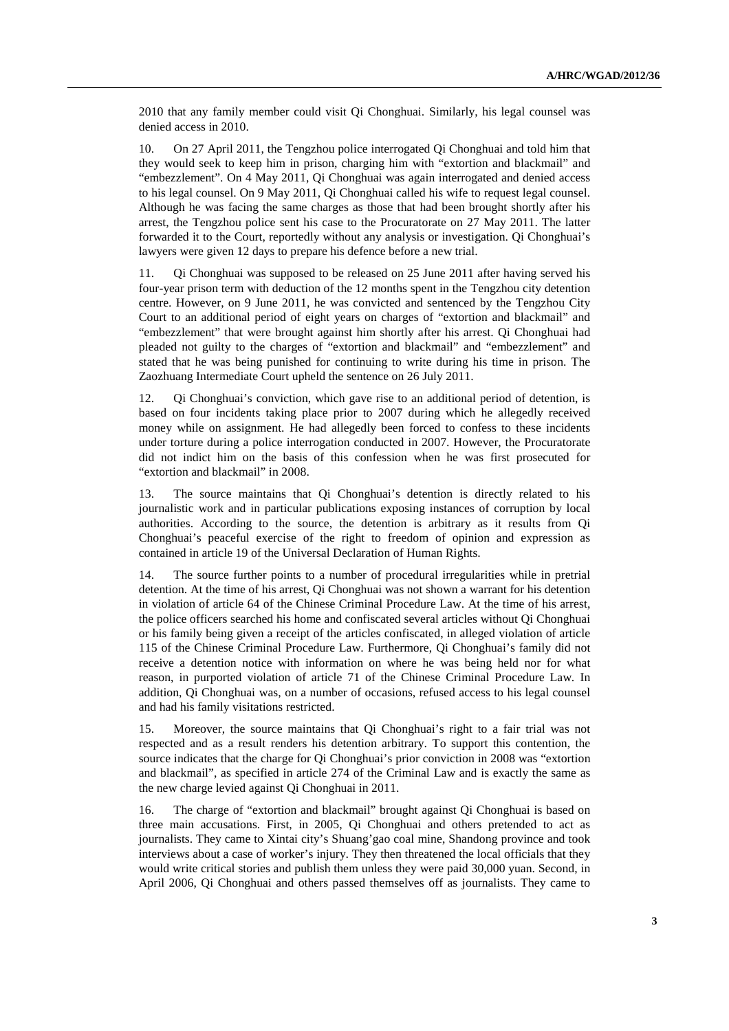2010 that any family member could visit Qi Chonghuai. Similarly, his legal counsel was denied access in 2010.

10. On 27 April 2011, the Tengzhou police interrogated Qi Chonghuai and told him that they would seek to keep him in prison, charging him with "extortion and blackmail" and "embezzlement". On 4 May 2011, Qi Chonghuai was again interrogated and denied access to his legal counsel. On 9 May 2011, Qi Chonghuai called his wife to request legal counsel. Although he was facing the same charges as those that had been brought shortly after his arrest, the Tengzhou police sent his case to the Procuratorate on 27 May 2011. The latter forwarded it to the Court, reportedly without any analysis or investigation. Qi Chonghuai's lawyers were given 12 days to prepare his defence before a new trial.

11. Qi Chonghuai was supposed to be released on 25 June 2011 after having served his four-year prison term with deduction of the 12 months spent in the Tengzhou city detention centre. However, on 9 June 2011, he was convicted and sentenced by the Tengzhou City Court to an additional period of eight years on charges of "extortion and blackmail" and "embezzlement" that were brought against him shortly after his arrest. Qi Chonghuai had pleaded not guilty to the charges of "extortion and blackmail" and "embezzlement" and stated that he was being punished for continuing to write during his time in prison. The Zaozhuang Intermediate Court upheld the sentence on 26 July 2011.

12. Qi Chonghuai's conviction, which gave rise to an additional period of detention, is based on four incidents taking place prior to 2007 during which he allegedly received money while on assignment. He had allegedly been forced to confess to these incidents under torture during a police interrogation conducted in 2007. However, the Procuratorate did not indict him on the basis of this confession when he was first prosecuted for "extortion and blackmail" in 2008.

13. The source maintains that Qi Chonghuai's detention is directly related to his journalistic work and in particular publications exposing instances of corruption by local authorities. According to the source, the detention is arbitrary as it results from Qi Chonghuai's peaceful exercise of the right to freedom of opinion and expression as contained in article 19 of the Universal Declaration of Human Rights.

14. The source further points to a number of procedural irregularities while in pretrial detention. At the time of his arrest, Qi Chonghuai was not shown a warrant for his detention in violation of article 64 of the Chinese Criminal Procedure Law. At the time of his arrest, the police officers searched his home and confiscated several articles without Qi Chonghuai or his family being given a receipt of the articles confiscated, in alleged violation of article 115 of the Chinese Criminal Procedure Law. Furthermore, Qi Chonghuai's family did not receive a detention notice with information on where he was being held nor for what reason, in purported violation of article 71 of the Chinese Criminal Procedure Law. In addition, Qi Chonghuai was, on a number of occasions, refused access to his legal counsel and had his family visitations restricted.

15. Moreover, the source maintains that Qi Chonghuai's right to a fair trial was not respected and as a result renders his detention arbitrary. To support this contention, the source indicates that the charge for Qi Chonghuai's prior conviction in 2008 was "extortion and blackmail", as specified in article 274 of the Criminal Law and is exactly the same as the new charge levied against Qi Chonghuai in 2011.

16. The charge of "extortion and blackmail" brought against Qi Chonghuai is based on three main accusations. First, in 2005, Qi Chonghuai and others pretended to act as journalists. They came to Xintai city's Shuang'gao coal mine, Shandong province and took interviews about a case of worker's injury. They then threatened the local officials that they would write critical stories and publish them unless they were paid 30,000 yuan. Second, in April 2006, Qi Chonghuai and others passed themselves off as journalists. They came to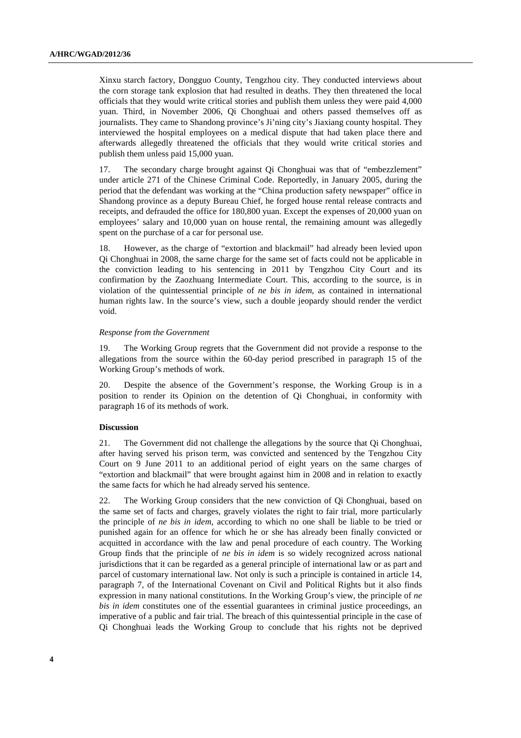Xinxu starch factory, Dongguo County, Tengzhou city. They conducted interviews about the corn storage tank explosion that had resulted in deaths. They then threatened the local officials that they would write critical stories and publish them unless they were paid 4,000 yuan. Third, in November 2006, Qi Chonghuai and others passed themselves off as journalists. They came to Shandong province's Ji'ning city's Jiaxiang county hospital. They interviewed the hospital employees on a medical dispute that had taken place there and afterwards allegedly threatened the officials that they would write critical stories and publish them unless paid 15,000 yuan.

17. The secondary charge brought against Qi Chonghuai was that of "embezzlement" under article 271 of the Chinese Criminal Code. Reportedly, in January 2005, during the period that the defendant was working at the "China production safety newspaper" office in Shandong province as a deputy Bureau Chief, he forged house rental release contracts and receipts, and defrauded the office for 180,800 yuan. Except the expenses of 20,000 yuan on employees' salary and 10,000 yuan on house rental, the remaining amount was allegedly spent on the purchase of a car for personal use.

18. However, as the charge of "extortion and blackmail" had already been levied upon Qi Chonghuai in 2008, the same charge for the same set of facts could not be applicable in the conviction leading to his sentencing in 2011 by Tengzhou City Court and its confirmation by the Zaozhuang Intermediate Court. This, according to the source, is in violation of the quintessential principle of *ne bis in idem*, as contained in international human rights law. In the source's view, such a double jeopardy should render the verdict void.

*Response from the Government*

19. The Working Group regrets that the Government did not provide a response to the allegations from the source within the 60-day period prescribed in paragraph 15 of the Working Group's methods of work.

20. Despite the absence of the Government's response, the Working Group is in a position to render its Opinion on the detention of Qi Chonghuai, in conformity with paragraph 16 of its methods of work.

**Discussion**

21. The Government did not challenge the allegations by the source that Qi Chonghuai, after having served his prison term, was convicted and sentenced by the Tengzhou City Court on 9 June 2011 to an additional period of eight years on the same charges of "extortion and blackmail" that were brought against him in 2008 and in relation to exactly the same facts for which he had already served his sentence.

22. The Working Group considers that the new conviction of Qi Chonghuai, based on the same set of facts and charges, gravely violates the right to fair trial, more particularly the principle of *ne bis in idem*, according to which no one shall be liable to be tried or punished again for an offence for which he or she has already been finally convicted or acquitted in accordance with the law and penal procedure of each country. The Working Group finds that the principle of *ne bis in idem* is so widely recognized across national jurisdictions that it can be regarded as a general principle of international law or as part and parcel of customary international law. Not only is such a principle is contained in article 14, paragraph 7, of the International Covenant on Civil and Political Rights but it also finds expression in many national constitutions. In the Working Group's view, the principle of *ne bis in idem* constitutes one of the essential guarantees in criminal justice proceedings, an imperative of a public and fair trial. The breach of this quintessential principle in the case of Qi Chonghuai leads the Working Group to conclude that his rights not be deprived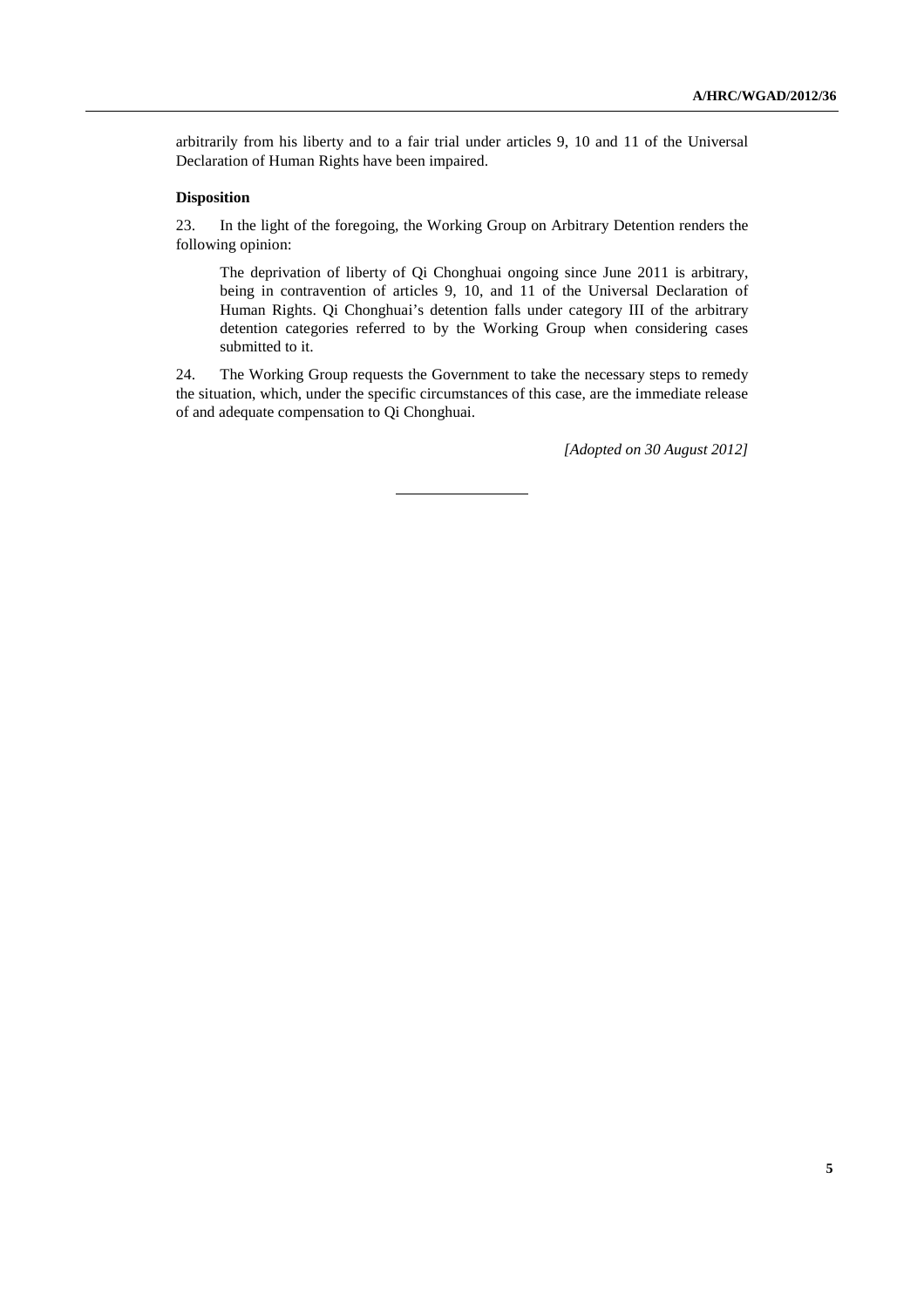arbitrarily from his liberty and to a fair trial under articles 9, 10 and 11 of the Universal Declaration of Human Rights have been impaired.

**Disposition**

23. In the light of the foregoing, the Working Group on Arbitrary Detention renders the following opinion:

> The deprivation of liberty of Qi Chonghuai ongoing since June 2011 is arbitrary, being in contravention of articles 9, 10, and 11 of the Universal Declaration of Human Rights. Qi Chonghuai's detention falls under category III of the arbitrary detention categories referred to by the Working Group when considering cases submitted to it.

24. The Working Group requests the Government to take the necessary steps to remedy the situation, which, under the specific circumstances of this case, are the immediate release of and adequate compensation to Qi Chonghuai.

*[Adopted on 30 August 2012]*